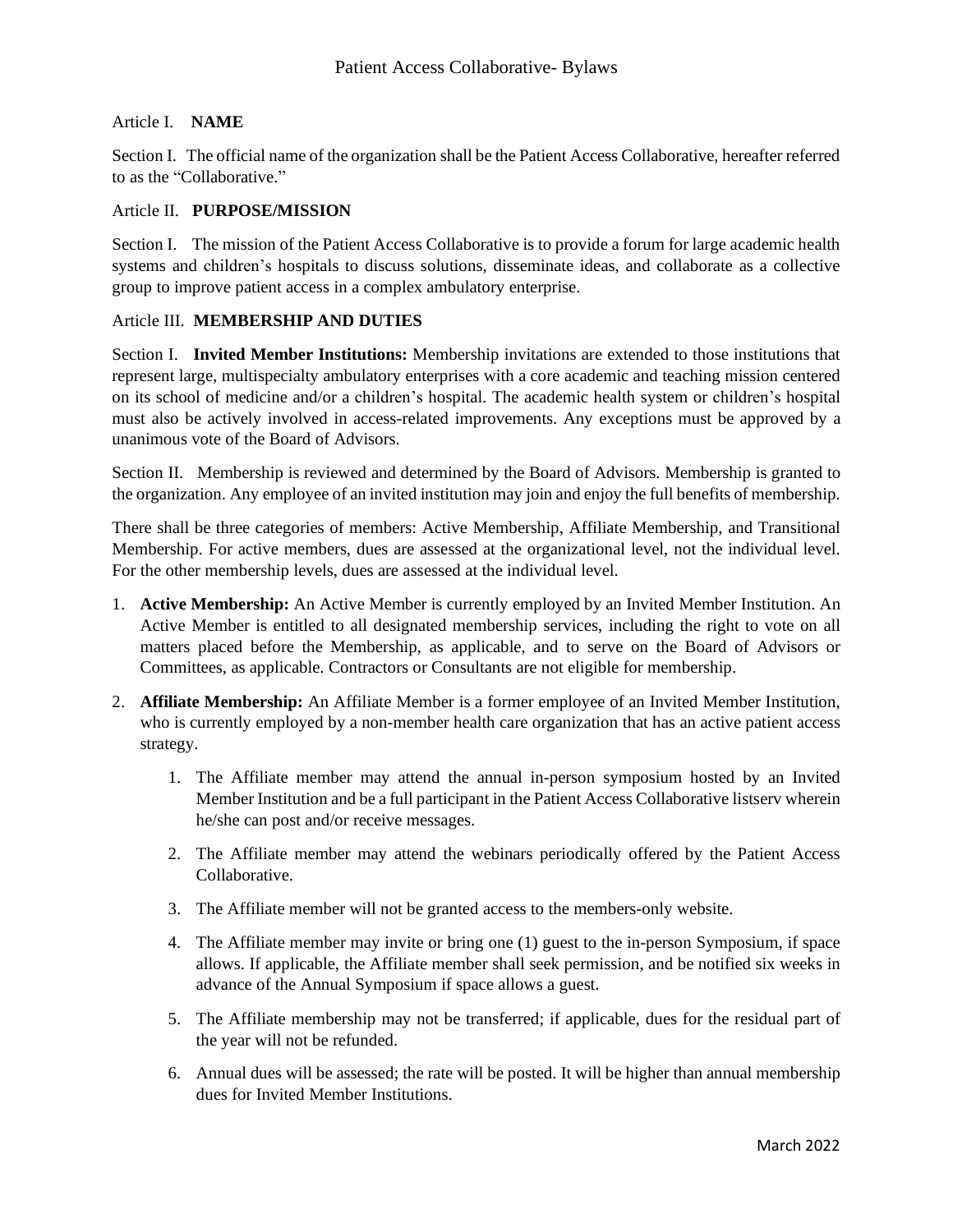# Patient Access Collaborative- Bylaws

## Article I. **NAME**

Section I. The official name of the organization shall be the Patient Access Collaborative, hereafter referred to as the "Collaborative."

## Article II. **PURPOSE/MISSION**

Section I. The mission of the Patient Access Collaborative is to provide a forum for large academic health systems and children's hospitals to discuss solutions, disseminate ideas, and collaborate as a collective group to improve patient access in a complex ambulatory enterprise.

## Article III. **MEMBERSHIP AND DUTIES**

Section I. **Invited Member Institutions:** Membership invitations are extended to those institutions that represent large, multispecialty ambulatory enterprises with a core academic and teaching mission centered on its school of medicine and/or a children's hospital. The academic health system or children's hospital must also be actively involved in access-related improvements. Any exceptions must be approved by a unanimous vote of the Board of Advisors.

Section II. Membership is reviewed and determined by the Board of Advisors. Membership is granted to the organization. Any employee of an invited institution may join and enjoy the full benefits of membership.

There shall be three categories of members: Active Membership, Affiliate Membership, and Transitional Membership. For active members, dues are assessed at the organizational level, not the individual level. For the other membership levels, dues are assessed at the individual level.

1. **Active Membership:** An Active Member is currently employed by an Invited Member Institution. An Active Member is entitled to all designated membership services, including the right to vote on all matters placed before the Membership, as applicable, and to serve on the Board of Advisors or Committees, as applicable. Contractors or Consultants are not eligible for membership.
2. **Affiliate Membership:** An Affiliate Member is a former employee of an Invited Member Institution, who is currently employed by a non-member health care organization that has an active patient access strategy.
    1. The Affiliate member may attend the annual in-person symposium hosted by an Invited Member Institution and be a full participant in the Patient Access Collaborative listserv wherein he/she can post and/or receive messages.
    2. The Affiliate member may attend the webinars periodically offered by the Patient Access Collaborative.
    3. The Affiliate member will not be granted access to the members-only website.
    4. The Affiliate member may invite or bring one (1) guest to the in-person Symposium, if space allows. If applicable, the Affiliate member shall seek permission, and be notified six weeks in advance of the Annual Symposium if space allows a guest.
    5. The Affiliate membership may not be transferred; if applicable, dues for the residual part of the year will not be refunded.
    6. Annual dues will be assessed; the rate will be posted. It will be higher than annual membership dues for Invited Member Institutions.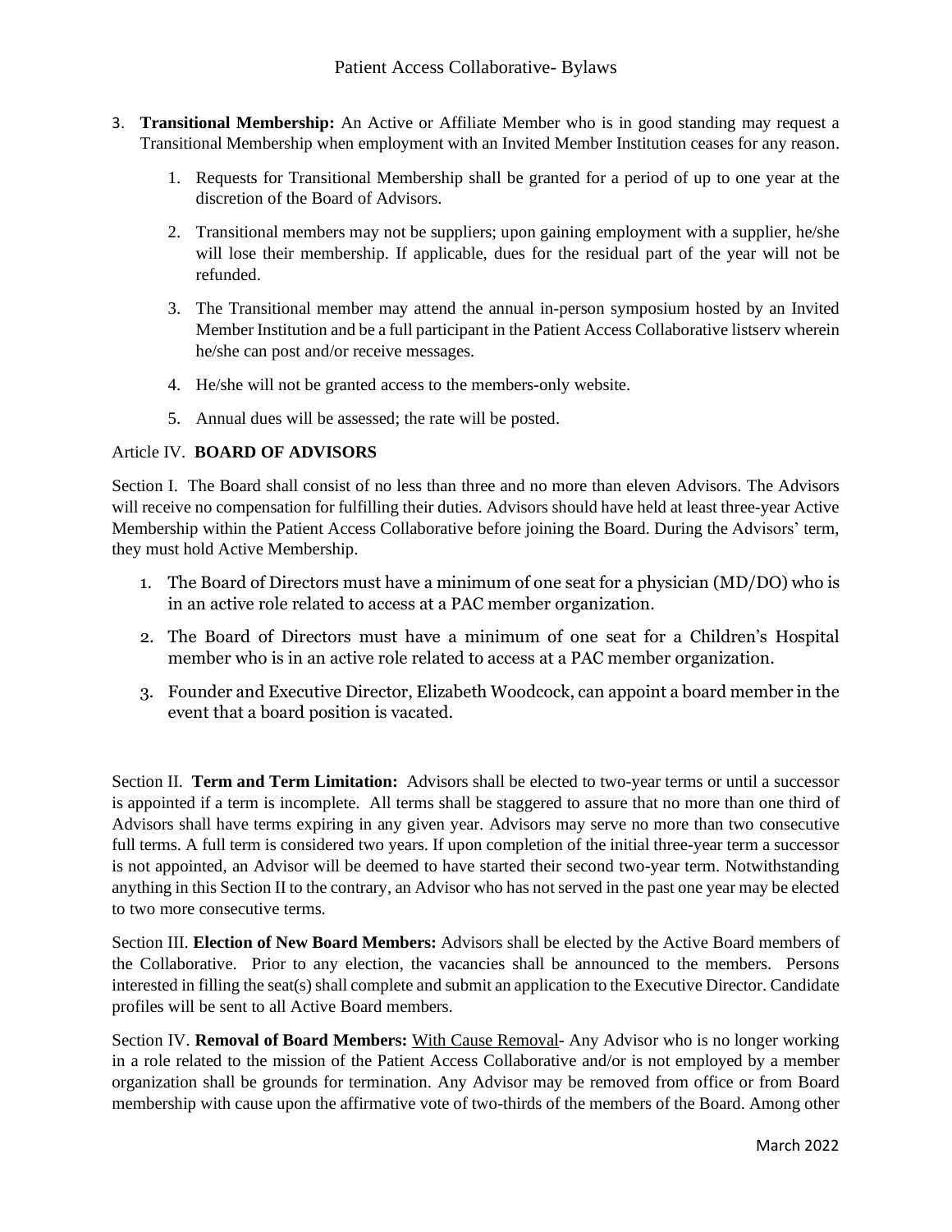3. **Transitional Membership:** An Active or Affiliate Member who is in good standing may request a Transitional Membership when employment with an Invited Member Institution ceases for any reason.

    1. Requests for Transitional Membership shall be granted for a period of up to one year at the discretion of the Board of Advisors.
    2. Transitional members may not be suppliers; upon gaining employment with a supplier, he/she will lose their membership. If applicable, dues for the residual part of the year will not be refunded.
    3. The Transitional member may attend the annual in-person symposium hosted by an Invited Member Institution and be a full participant in the Patient Access Collaborative listserv wherein he/she can post and/or receive messages.
    4. He/she will not be granted access to the members-only website.
    5. Annual dues will be assessed; the rate will be posted.

## Article IV. **BOARD OF ADVISORS**

Section I. The Board shall consist of no less than three and no more than eleven Advisors. The Advisors will receive no compensation for fulfilling their duties. Advisors should have held at least three-year Active Membership within the Patient Access Collaborative before joining the Board. During the Advisors' term, they must hold Active Membership.

1. The Board of Directors must have a minimum of one seat for a physician (MD/DO) who is in an active role related to access at a PAC member organization.
2. The Board of Directors must have a minimum of one seat for a Children's Hospital member who is in an active role related to access at a PAC member organization.
3. Founder and Executive Director, Elizabeth Woodcock, can appoint a board member in the event that a board position is vacated.

Section II. **Term and Term Limitation:** Advisors shall be elected to two-year terms or until a successor is appointed if a term is incomplete. All terms shall be staggered to assure that no more than one third of Advisors shall have terms expiring in any given year. Advisors may serve no more than two consecutive full terms. A full term is considered two years. If upon completion of the initial three-year term a successor is not appointed, an Advisor will be deemed to have started their second two-year term. Notwithstanding anything in this Section II to the contrary, an Advisor who has not served in the past one year may be elected to two more consecutive terms.

Section III. **Election of New Board Members:** Advisors shall be elected by the Active Board members of the Collaborative. Prior to any election, the vacancies shall be announced to the members. Persons interested in filling the seat(s) shall complete and submit an application to the Executive Director. Candidate profiles will be sent to all Active Board members.

Section IV. **Removal of Board Members:** With Cause Removal- Any Advisor who is no longer working in a role related to the mission of the Patient Access Collaborative and/or is not employed by a member organization shall be grounds for termination. Any Advisor may be removed from office or from Board membership with cause upon the affirmative vote of two-thirds of the members of the Board. Among other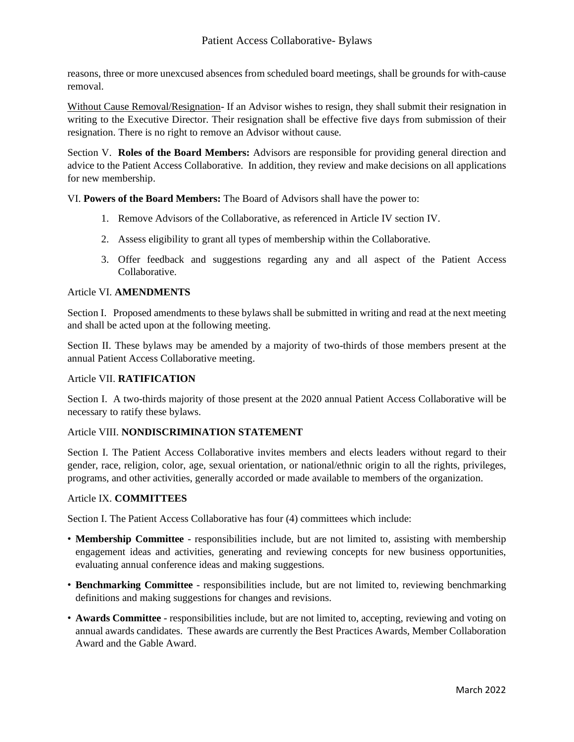reasons, three or more unexcused absences from scheduled board meetings, shall be grounds for with-cause removal.

Without Cause Removal/Resignation- If an Advisor wishes to resign, they shall submit their resignation in writing to the Executive Director. Their resignation shall be effective five days from submission of their resignation. There is no right to remove an Advisor without cause.

Section V. **Roles of the Board Members:** Advisors are responsible for providing general direction and advice to the Patient Access Collaborative. In addition, they review and make decisions on all applications for new membership.

VI. **Powers of the Board Members:** The Board of Advisors shall have the power to:

1. Remove Advisors of the Collaborative, as referenced in Article IV section IV.
2. Assess eligibility to grant all types of membership within the Collaborative.
3. Offer feedback and suggestions regarding any and all aspect of the Patient Access Collaborative.

## Article VI. **AMENDMENTS**

Section I. Proposed amendments to these bylaws shall be submitted in writing and read at the next meeting and shall be acted upon at the following meeting.

Section II. These bylaws may be amended by a majority of two-thirds of those members present at the annual Patient Access Collaborative meeting.

## Article VII. **RATIFICATION**

Section I. A two-thirds majority of those present at the 2020 annual Patient Access Collaborative will be necessary to ratify these bylaws.

## Article VIII. **NONDISCRIMINATION STATEMENT**

Section I. The Patient Access Collaborative invites members and elects leaders without regard to their gender, race, religion, color, age, sexual orientation, or national/ethnic origin to all the rights, privileges, programs, and other activities, generally accorded or made available to members of the organization.

## Article IX. **COMMITTEES**

Section I. The Patient Access Collaborative has four (4) committees which include:

- **Membership Committee** - responsibilities include, but are not limited to, assisting with membership engagement ideas and activities, generating and reviewing concepts for new business opportunities, evaluating annual conference ideas and making suggestions.
- **Benchmarking Committee** - responsibilities include, but are not limited to, reviewing benchmarking definitions and making suggestions for changes and revisions.
- **Awards Committee** - responsibilities include, but are not limited to, accepting, reviewing and voting on annual awards candidates. These awards are currently the Best Practices Awards, Member Collaboration Award and the Gable Award.

March 2022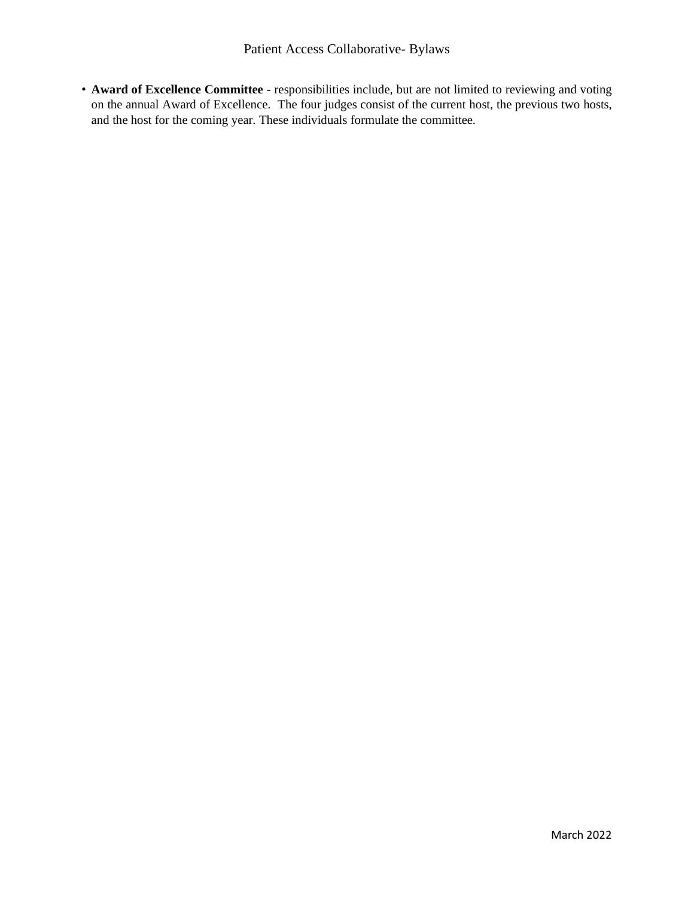- **Award of Excellence Committee** - responsibilities include, but are not limited to reviewing and voting on the annual Award of Excellence. The four judges consist of the current host, the previous two hosts, and the host for the coming year. These individuals formulate the committee.